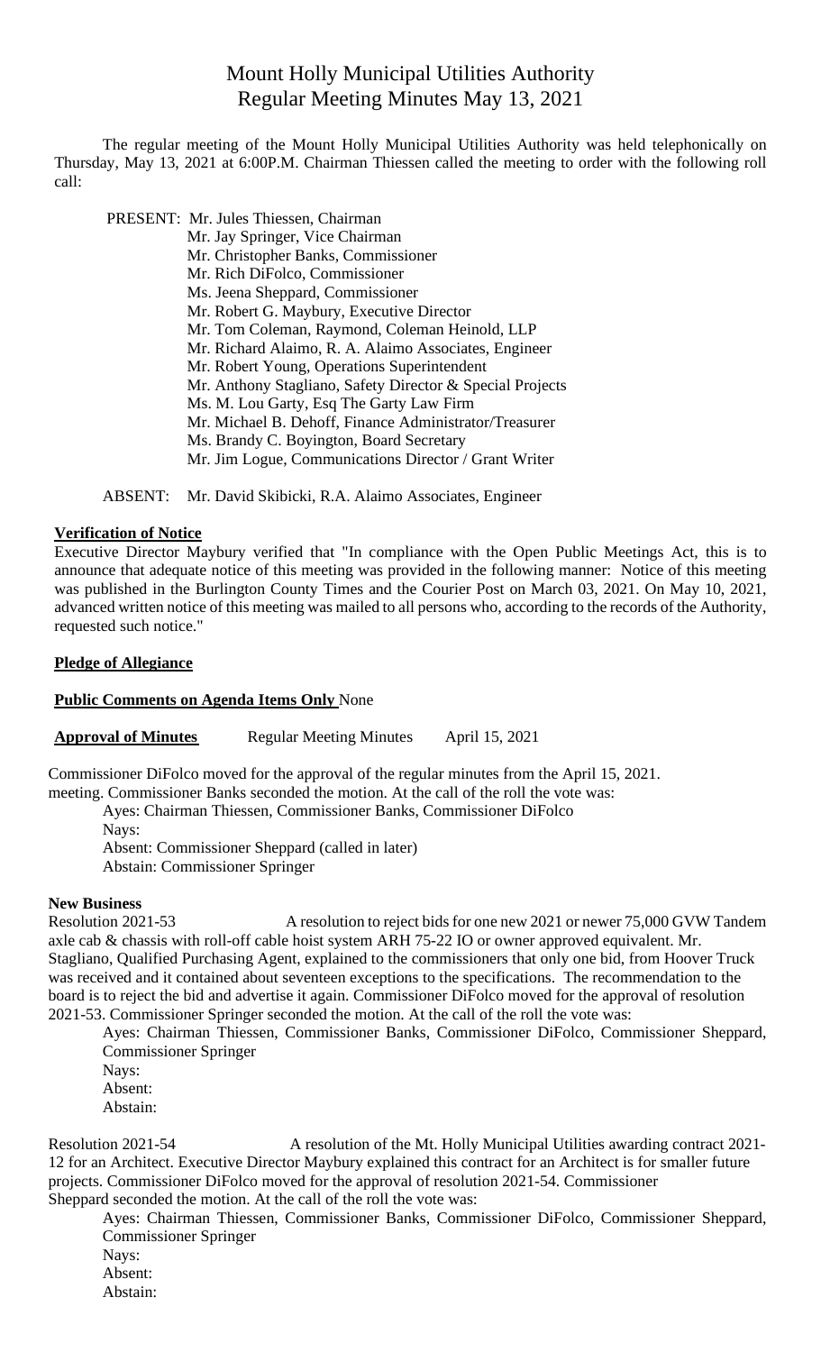# Mount Holly Municipal Utilities Authority
## Regular Meeting Minutes May 13, 2021

The regular meeting of the Mount Holly Municipal Utilities Authority was held telephonically on Thursday, May 13, 2021 at 6:00P.M. Chairman Thiessen called the meeting to order with the following roll call:

PRESENT: Mr. Jules Thiessen, Chairman
Mr. Jay Springer, Vice Chairman
Mr. Christopher Banks, Commissioner
Mr. Rich DiFolco, Commissioner
Ms. Jeena Sheppard, Commissioner
Mr. Robert G. Maybury, Executive Director
Mr. Tom Coleman, Raymond, Coleman Heinold, LLP
Mr. Richard Alaimo, R. A. Alaimo Associates, Engineer
Mr. Robert Young, Operations Superintendent
Mr. Anthony Stagliano, Safety Director & Special Projects
Ms. M. Lou Garty, Esq The Garty Law Firm
Mr. Michael B. Dehoff, Finance Administrator/Treasurer
Ms. Brandy C. Boyington, Board Secretary
Mr. Jim Logue, Communications Director / Grant Writer

ABSENT: Mr. David Skibicki, R.A. Alaimo Associates, Engineer

**Verification of Notice**

Executive Director Maybury verified that "In compliance with the Open Public Meetings Act, this is to announce that adequate notice of this meeting was provided in the following manner: Notice of this meeting was published in the Burlington County Times and the Courier Post on March 03, 2021. On May 10, 2021, advanced written notice of this meeting was mailed to all persons who, according to the records of the Authority, requested such notice."

**Pledge of Allegiance**

**Public Comments on Agenda Items Only** None

**Approval of Minutes** Regular Meeting Minutes April 15, 2021

Commissioner DiFolco moved for the approval of the regular minutes from the April 15, 2021. meeting. Commissioner Banks seconded the motion. At the call of the roll the vote was:

Ayes: Chairman Thiessen, Commissioner Banks, Commissioner DiFolco
Nays:
Absent: Commissioner Sheppard (called in later)
Abstain: Commissioner Springer

**New Business**

Resolution 2021-53 A resolution to reject bids for one new 2021 or newer 75,000 GVW Tandem axle cab & chassis with roll-off cable hoist system ARH 75-22 IO or owner approved equivalent. Mr. Stagliano, Qualified Purchasing Agent, explained to the commissioners that only one bid, from Hoover Truck was received and it contained about seventeen exceptions to the specifications. The recommendation to the board is to reject the bid and advertise it again. Commissioner DiFolco moved for the approval of resolution 2021-53. Commissioner Springer seconded the motion. At the call of the roll the vote was:

Ayes: Chairman Thiessen, Commissioner Banks, Commissioner DiFolco, Commissioner Sheppard, Commissioner Springer
Nays:
Absent:
Abstain:

Resolution 2021-54 A resolution of the Mt. Holly Municipal Utilities awarding contract 2021-12 for an Architect. Executive Director Maybury explained this contract for an Architect is for smaller future projects. Commissioner DiFolco moved for the approval of resolution 2021-54. Commissioner Sheppard seconded the motion. At the call of the roll the vote was:

Ayes: Chairman Thiessen, Commissioner Banks, Commissioner DiFolco, Commissioner Sheppard, Commissioner Springer
Nays:
Absent:
Abstain: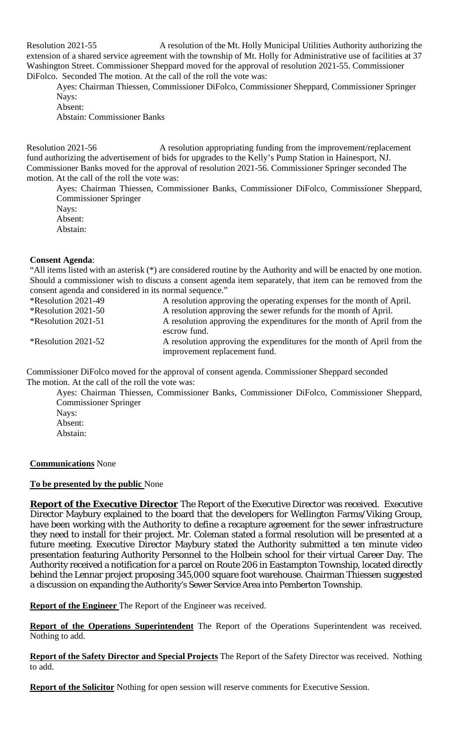Resolution 2021-55 A resolution of the Mt. Holly Municipal Utilities Authority authorizing the extension of a shared service agreement with the township of Mt. Holly for Administrative use of facilities at 37 Washington Street. Commissioner Sheppard moved for the approval of resolution 2021-55. Commissioner DiFolco. Seconded The motion. At the call of the roll the vote was:

Ayes: Chairman Thiessen, Commissioner DiFolco, Commissioner Sheppard, Commissioner Springer
Nays:
Absent:
Abstain: Commissioner Banks

Resolution 2021-56 A resolution appropriating funding from the improvement/replacement fund authorizing the advertisement of bids for upgrades to the Kelly's Pump Station in Hainesport, NJ. Commissioner Banks moved for the approval of resolution 2021-56. Commissioner Springer seconded The motion. At the call of the roll the vote was:

Ayes: Chairman Thiessen, Commissioner Banks, Commissioner DiFolco, Commissioner Sheppard, Commissioner Springer
Nays:
Absent:
Abstain:

**Consent Agenda**:

"All items listed with an asterisk (*) are considered routine by the Authority and will be enacted by one motion. Should a commissioner wish to discuss a consent agenda item separately, that item can be removed from the consent agenda and considered in its normal sequence."

| | |
|---|---|
| *Resolution 2021-49 | A resolution approving the operating expenses for the month of April. |
| *Resolution 2021-50 | A resolution approving the sewer refunds for the month of April. |
| *Resolution 2021-51 | A resolution approving the expenditures for the month of April from the escrow fund. |
| *Resolution 2021-52 | A resolution approving the expenditures for the month of April from the improvement replacement fund. |

Commissioner DiFolco moved for the approval of consent agenda. Commissioner Sheppard seconded The motion. At the call of the roll the vote was:

Ayes: Chairman Thiessen, Commissioner Banks, Commissioner DiFolco, Commissioner Sheppard, Commissioner Springer
Nays:
Absent:
Abstain:

**Communications** None

**To be presented by the public** None

**Report of the Executive Director** The Report of the Executive Director was received. Executive Director Maybury explained to the board that the developers for Wellington Farms/Viking Group, have been working with the Authority to define a recapture agreement for the sewer infrastructure they need to install for their project. Mr. Coleman stated a formal resolution will be presented at a future meeting. Executive Director Maybury stated the Authority submitted a ten minute video presentation featuring Authority Personnel to the Holbein school for their virtual Career Day. The Authority received a notification for a parcel on Route 206 in Eastampton Township, located directly behind the Lennar project proposing 345,000 square foot warehouse. Chairman Thiessen suggested a discussion on expanding the Authority's Sewer Service Area into Pemberton Township.

**Report of the Engineer** The Report of the Engineer was received.

**Report of the Operations Superintendent** The Report of the Operations Superintendent was received. Nothing to add.

**Report of the Safety Director and Special Projects** The Report of the Safety Director was received. Nothing to add.

**Report of the Solicitor** Nothing for open session will reserve comments for Executive Session.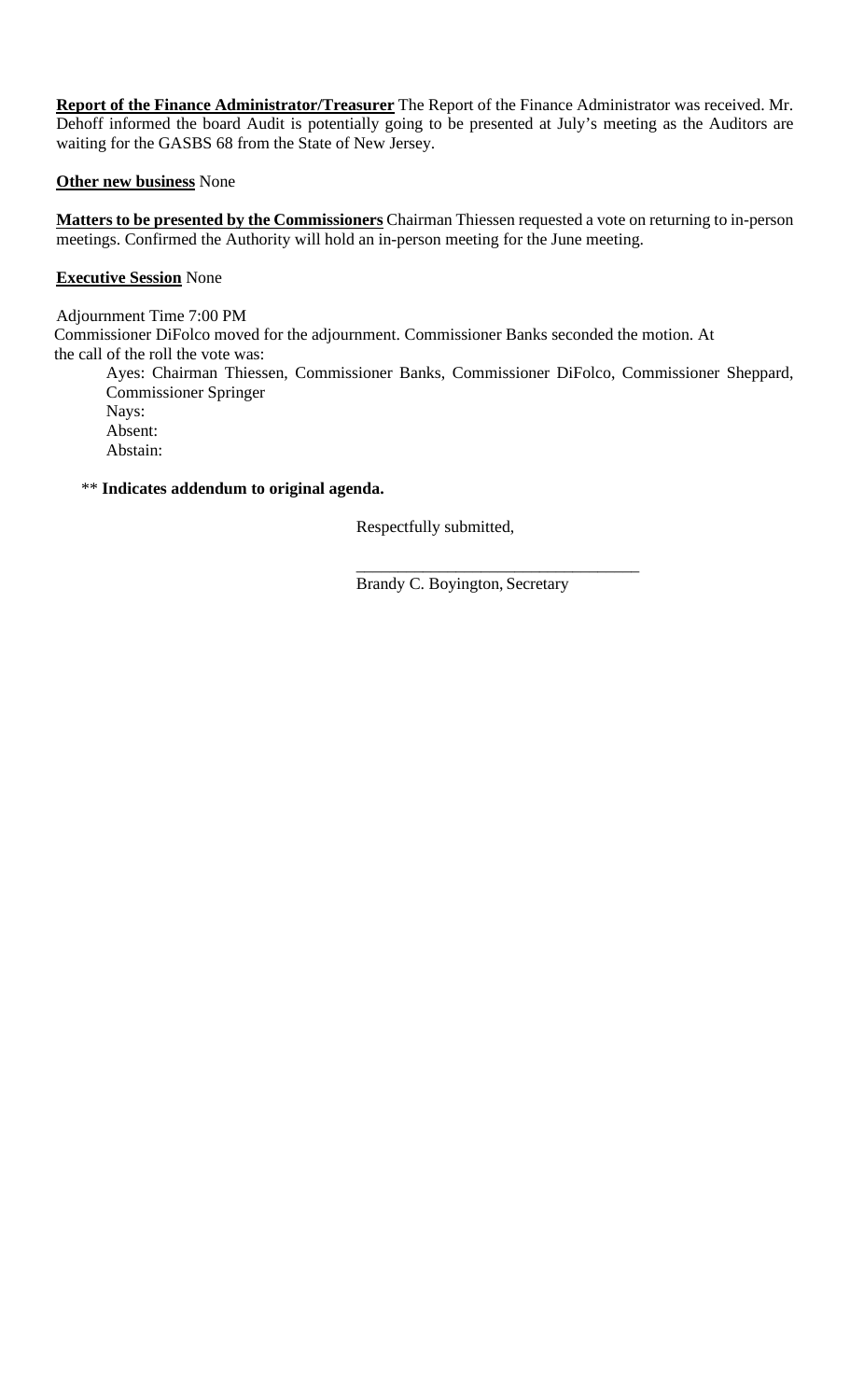**Report of the Finance Administrator/Treasurer** The Report of the Finance Administrator was received. Mr. Dehoff informed the board Audit is potentially going to be presented at July's meeting as the Auditors are waiting for the GASBS 68 from the State of New Jersey.

**Other new business** None

**Matters to be presented by the Commissioners** Chairman Thiessen requested a vote on returning to in-person meetings. Confirmed the Authority will hold an in-person meeting for the June meeting.

**Executive Session** None

Adjournment Time 7:00 PM
Commissioner DiFolco moved for the adjournment. Commissioner Banks seconded the motion. At the call of the roll the vote was:

Ayes: Chairman Thiessen, Commissioner Banks, Commissioner DiFolco, Commissioner Sheppard, Commissioner Springer
Nays:
Absent:
Abstain:

** **Indicates addendum to original agenda.**

Respectfully submitted,

\_\_\_\_\_\_\_\_\_\_\_\_\_\_\_\_\_\_\_\_\_\_\_\_\_\_\_\_\_\_\_\_\_\_

Brandy C. Boyington, Secretary